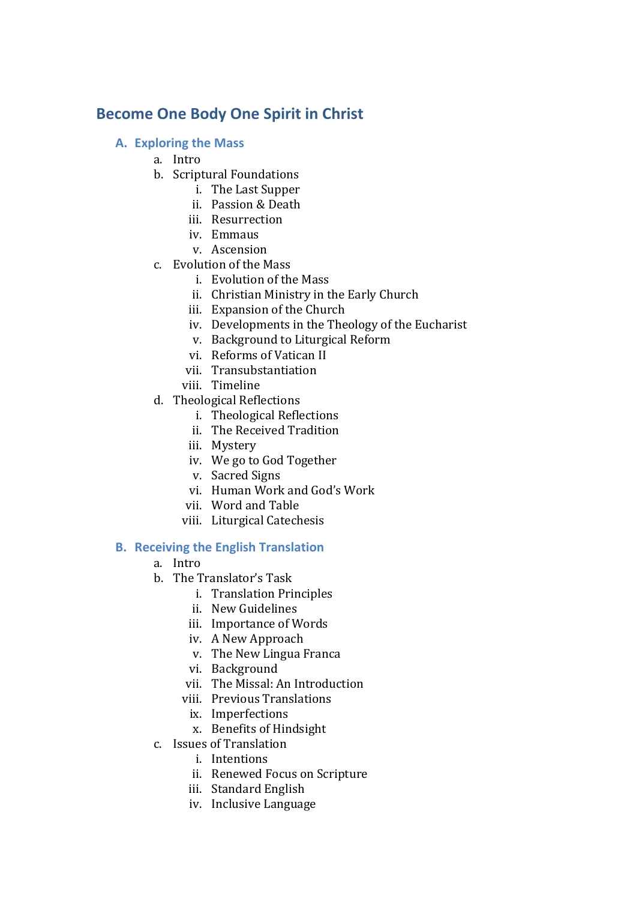# Become One Body One Spirit in Christ

## A. Exploring the Mass

a. Intro
b. Scriptural Foundations
    i. The Last Supper
    ii. Passion & Death
    iii. Resurrection
    iv. Emmaus
    v. Ascension
c. Evolution of the Mass
    i. Evolution of the Mass
    ii. Christian Ministry in the Early Church
    iii. Expansion of the Church
    iv. Developments in the Theology of the Eucharist
    v. Background to Liturgical Reform
    vi. Reforms of Vatican II
    vii. Transubstantiation
    viii. Timeline
d. Theological Reflections
    i. Theological Reflections
    ii. The Received Tradition
    iii. Mystery
    iv. We go to God Together
    v. Sacred Signs
    vi. Human Work and God's Work
    vii. Word and Table
    viii. Liturgical Catechesis

## B. Receiving the English Translation

a. Intro
b. The Translator's Task
    i. Translation Principles
    ii. New Guidelines
    iii. Importance of Words
    iv. A New Approach
    v. The New Lingua Franca
    vi. Background
    vii. The Missal: An Introduction
    viii. Previous Translations
    ix. Imperfections
    x. Benefits of Hindsight
c. Issues of Translation
    i. Intentions
    ii. Renewed Focus on Scripture
    iii. Standard English
    iv. Inclusive Language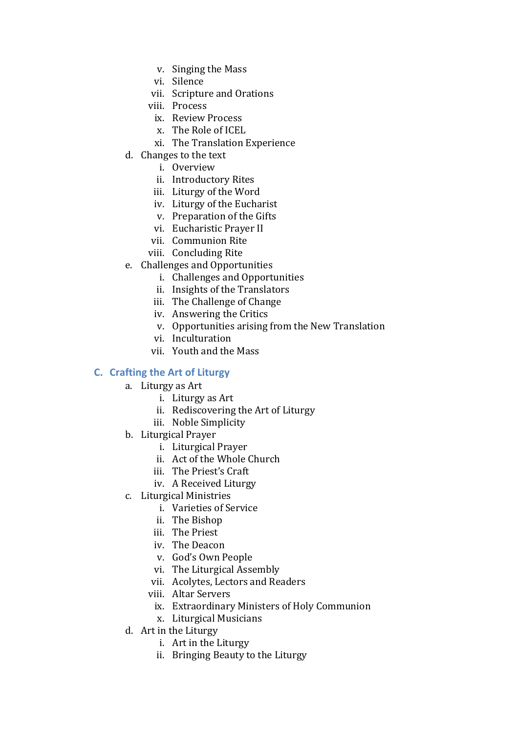v. Singing the Mass
   vi. Silence
   vii. Scripture and Orations
   viii. Process
   ix. Review Process
   x. The Role of ICEL
   xi. The Translation Experience

d. Changes to the text
   i. Overview
   ii. Introductory Rites
   iii. Liturgy of the Word
   iv. Liturgy of the Eucharist
   v. Preparation of the Gifts
   vi. Eucharistic Prayer II
   vii. Communion Rite
   viii. Concluding Rite

e. Challenges and Opportunities
   i. Challenges and Opportunities
   ii. Insights of the Translators
   iii. The Challenge of Change
   iv. Answering the Critics
   v. Opportunities arising from the New Translation
   vi. Inculturation
   vii. Youth and the Mass

## C. Crafting the Art of Liturgy

a. Liturgy as Art
   i. Liturgy as Art
   ii. Rediscovering the Art of Liturgy
   iii. Noble Simplicity

b. Liturgical Prayer
   i. Liturgical Prayer
   ii. Act of the Whole Church
   iii. The Priest's Craft
   iv. A Received Liturgy

c. Liturgical Ministries
   i. Varieties of Service
   ii. The Bishop
   iii. The Priest
   iv. The Deacon
   v. God's Own People
   vi. The Liturgical Assembly
   vii. Acolytes, Lectors and Readers
   viii. Altar Servers
   ix. Extraordinary Ministers of Holy Communion
   x. Liturgical Musicians

d. Art in the Liturgy
   i. Art in the Liturgy
   ii. Bringing Beauty to the Liturgy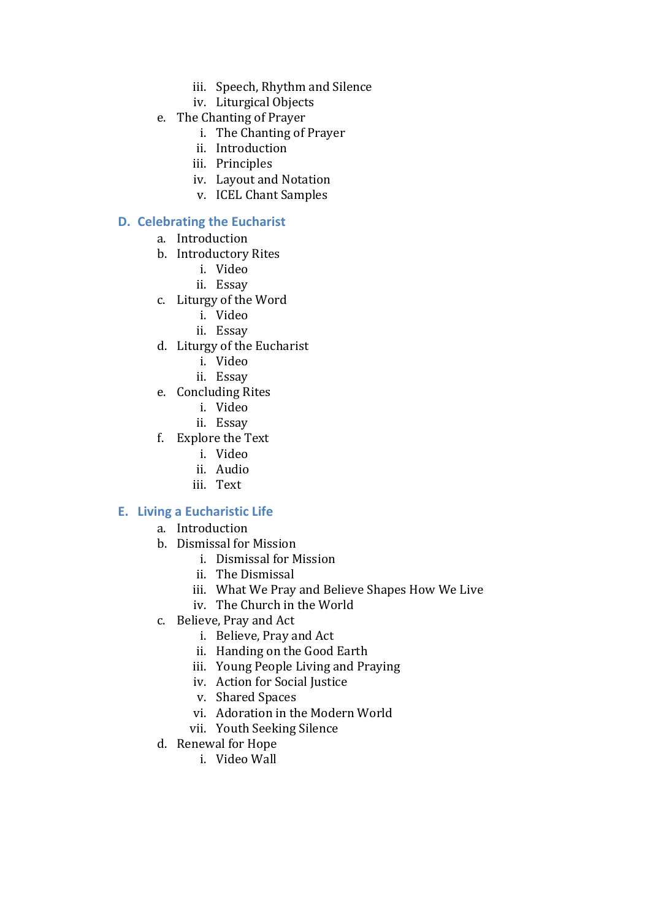iii. Speech, Rhythm and Silence
iv. Liturgical Objects

e. The Chanting of Prayer
    i. The Chanting of Prayer
    ii. Introduction
    iii. Principles
    iv. Layout and Notation
    v. ICEL Chant Samples

## D. Celebrating the Eucharist

a. Introduction
b. Introductory Rites
    i. Video
    ii. Essay
c. Liturgy of the Word
    i. Video
    ii. Essay
d. Liturgy of the Eucharist
    i. Video
    ii. Essay
e. Concluding Rites
    i. Video
    ii. Essay
f. Explore the Text
    i. Video
    ii. Audio
    iii. Text

## E. Living a Eucharistic Life

a. Introduction
b. Dismissal for Mission
    i. Dismissal for Mission
    ii. The Dismissal
    iii. What We Pray and Believe Shapes How We Live
    iv. The Church in the World
c. Believe, Pray and Act
    i. Believe, Pray and Act
    ii. Handing on the Good Earth
    iii. Young People Living and Praying
    iv. Action for Social Justice
    v. Shared Spaces
    vi. Adoration in the Modern World
    vii. Youth Seeking Silence
d. Renewal for Hope
    i. Video Wall